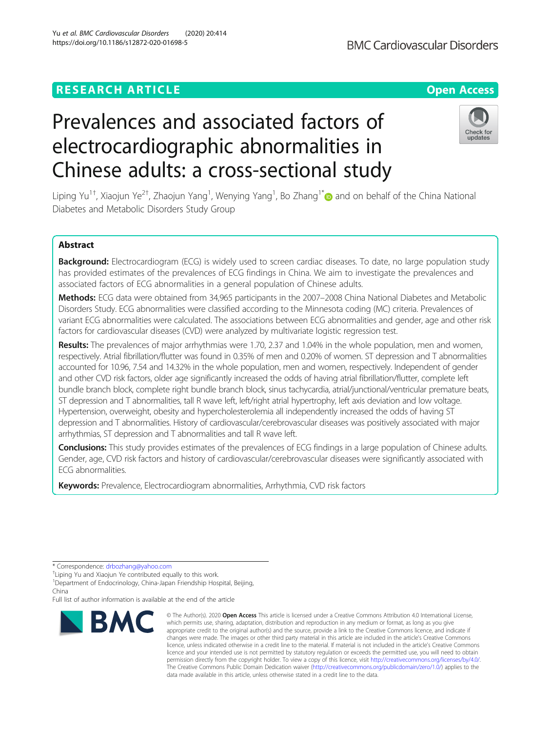RESEARCH ARTICLE

Open Access

# Prevalences and associated factors of electrocardiographic abnormalities in Chinese adults: a cross-sectional study

Liping Yu[1†], Xiaojun Ye[2†], Zhaojun Yang[1], Wenying Yang[1], Bo Zhang[1*] and on behalf of the China National Diabetes and Metabolic Disorders Study Group

## Abstract

**Background:** Electrocardiogram (ECG) is widely used to screen cardiac diseases. To date, no large population study has provided estimates of the prevalences of ECG findings in China. We aim to investigate the prevalences and associated factors of ECG abnormalities in a general population of Chinese adults.

**Methods:** ECG data were obtained from 34,965 participants in the 2007–2008 China National Diabetes and Metabolic Disorders Study. ECG abnormalities were classified according to the Minnesota coding (MC) criteria. Prevalences of variant ECG abnormalities were calculated. The associations between ECG abnormalities and gender, age and other risk factors for cardiovascular diseases (CVD) were analyzed by multivariate logistic regression test.

**Results:** The prevalences of major arrhythmias were 1.70, 2.37 and 1.04% in the whole population, men and women, respectively. Atrial fibrillation/flutter was found in 0.35% of men and 0.20% of women. ST depression and T abnormalities accounted for 10.96, 7.54 and 14.32% in the whole population, men and women, respectively. Independent of gender and other CVD risk factors, older age significantly increased the odds of having atrial fibrillation/flutter, complete left bundle branch block, complete right bundle branch block, sinus tachycardia, atrial/junctional/ventricular premature beats, ST depression and T abnormalities, tall R wave left, left/right atrial hypertrophy, left axis deviation and low voltage. Hypertension, overweight, obesity and hypercholesterolemia all independently increased the odds of having ST depression and T abnormalities. History of cardiovascular/cerebrovascular diseases was positively associated with major arrhythmias, ST depression and T abnormalities and tall R wave left.

**Conclusions:** This study provides estimates of the prevalences of ECG findings in a large population of Chinese adults. Gender, age, CVD risk factors and history of cardiovascular/cerebrovascular diseases were significantly associated with ECG abnormalities.

**Keywords:** Prevalence, Electrocardiogram abnormalities, Arrhythmia, CVD risk factors

---

* Correspondence: drbozhang@yahoo.com

†Liping Yu and Xiaojun Ye contributed equally to this work.

[1]Department of Endocrinology, China-Japan Friendship Hospital, Beijing, China

Full list of author information is available at the end of the article

© The Author(s). 2020 **Open Access** This article is licensed under a Creative Commons Attribution 4.0 International License, which permits use, sharing, adaptation, distribution and reproduction in any medium or format, as long as you give appropriate credit to the original author(s) and the source, provide a link to the Creative Commons licence, and indicate if changes were made. The images or other third party material in this article are included in the article's Creative Commons licence, unless indicated otherwise in a credit line to the material. If material is not included in the article's Creative Commons licence and your intended use is not permitted by statutory regulation or exceeds the permitted use, you will need to obtain permission directly from the copyright holder. To view a copy of this licence, visit http://creativecommons.org/licenses/by/4.0/. The Creative Commons Public Domain Dedication waiver (http://creativecommons.org/publicdomain/zero/1.0/) applies to the data made available in this article, unless otherwise stated in a credit line to the data.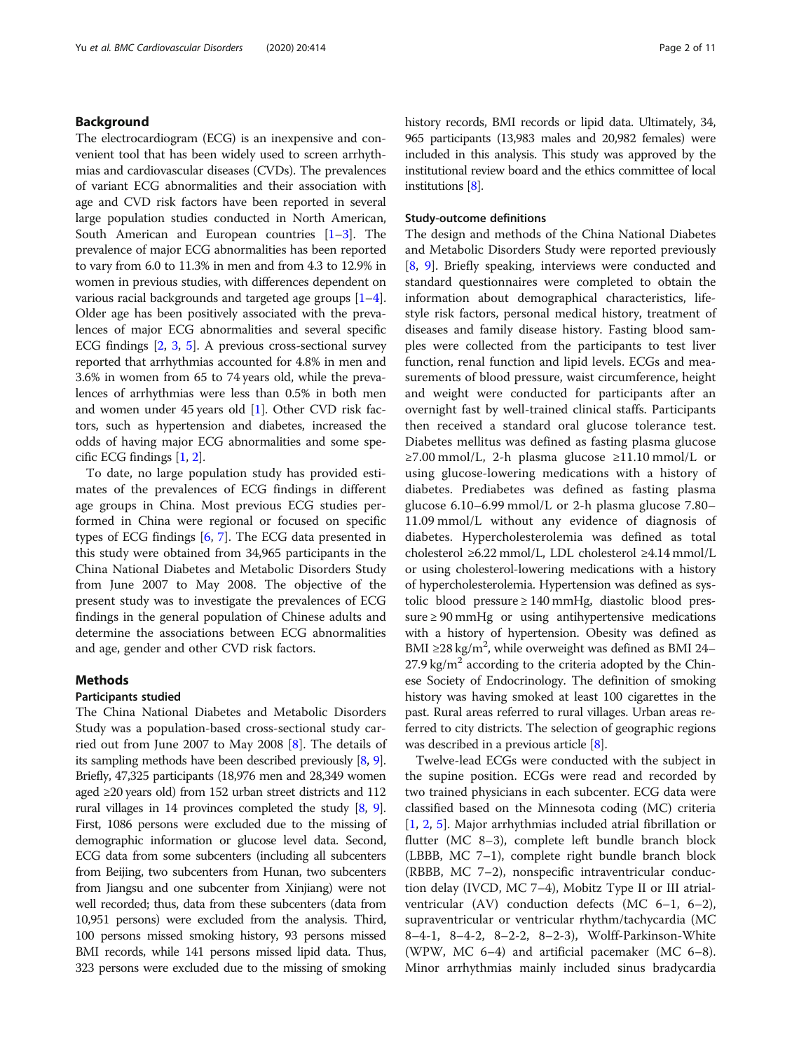## Background

The electrocardiogram (ECG) is an inexpensive and convenient tool that has been widely used to screen arrhythmias and cardiovascular diseases (CVDs). The prevalences of variant ECG abnormalities and their association with age and CVD risk factors have been reported in several large population studies conducted in North American, South American and European countries [1–3]. The prevalence of major ECG abnormalities has been reported to vary from 6.0 to 11.3% in men and from 4.3 to 12.9% in women in previous studies, with differences dependent on various racial backgrounds and targeted age groups [1–4]. Older age has been positively associated with the prevalences of major ECG abnormalities and several specific ECG findings [2, 3, 5]. A previous cross-sectional survey reported that arrhythmias accounted for 4.8% in men and 3.6% in women from 65 to 74 years old, while the prevalences of arrhythmias were less than 0.5% in both men and women under 45 years old [1]. Other CVD risk factors, such as hypertension and diabetes, increased the odds of having major ECG abnormalities and some specific ECG findings [1, 2].

To date, no large population study has provided estimates of the prevalences of ECG findings in different age groups in China. Most previous ECG studies performed in China were regional or focused on specific types of ECG findings [6, 7]. The ECG data presented in this study were obtained from 34,965 participants in the China National Diabetes and Metabolic Disorders Study from June 2007 to May 2008. The objective of the present study was to investigate the prevalences of ECG findings in the general population of Chinese adults and determine the associations between ECG abnormalities and age, gender and other CVD risk factors.

## Methods

### Participants studied

The China National Diabetes and Metabolic Disorders Study was a population-based cross-sectional study carried out from June 2007 to May 2008 [8]. The details of its sampling methods have been described previously [8, 9]. Briefly, 47,325 participants (18,976 men and 28,349 women aged ≥20 years old) from 152 urban street districts and 112 rural villages in 14 provinces completed the study [8, 9]. First, 1086 persons were excluded due to the missing of demographic information or glucose level data. Second, ECG data from some subcenters (including all subcenters from Beijing, two subcenters from Hunan, two subcenters from Jiangsu and one subcenter from Xinjiang) were not well recorded; thus, data from these subcenters (data from 10,951 persons) were excluded from the analysis. Third, 100 persons missed smoking history, 93 persons missed BMI records, while 141 persons missed lipid data. Thus, 323 persons were excluded due to the missing of smoking history records, BMI records or lipid data. Ultimately, 34,965 participants (13,983 males and 20,982 females) were included in this analysis. This study was approved by the institutional review board and the ethics committee of local institutions [8].

### Study-outcome definitions

The design and methods of the China National Diabetes and Metabolic Disorders Study were reported previously [8, 9]. Briefly speaking, interviews were conducted and standard questionnaires were completed to obtain the information about demographical characteristics, lifestyle risk factors, personal medical history, treatment of diseases and family disease history. Fasting blood samples were collected from the participants to test liver function, renal function and lipid levels. ECGs and measurements of blood pressure, waist circumference, height and weight were conducted for participants after an overnight fast by well-trained clinical staffs. Participants then received a standard oral glucose tolerance test. Diabetes mellitus was defined as fasting plasma glucose ≥7.00 mmol/L, 2-h plasma glucose ≥11.10 mmol/L or using glucose-lowering medications with a history of diabetes. Prediabetes was defined as fasting plasma glucose 6.10–6.99 mmol/L or 2-h plasma glucose 7.80–11.09 mmol/L without any evidence of diagnosis of diabetes. Hypercholesterolemia was defined as total cholesterol ≥6.22 mmol/L, LDL cholesterol ≥4.14 mmol/L or using cholesterol-lowering medications with a history of hypercholesterolemia. Hypertension was defined as systolic blood pressure ≥ 140 mmHg, diastolic blood pressure ≥ 90 mmHg or using antihypertensive medications with a history of hypertension. Obesity was defined as BMI ≥28 kg/m$^2$, while overweight was defined as BMI 24–27.9 kg/m$^2$ according to the criteria adopted by the Chinese Society of Endocrinology. The definition of smoking history was having smoked at least 100 cigarettes in the past. Rural areas referred to rural villages. Urban areas referred to city districts. The selection of geographic regions was described in a previous article [8].

Twelve-lead ECGs were conducted with the subject in the supine position. ECGs were read and recorded by two trained physicians in each subcenter. ECG data were classified based on the Minnesota coding (MC) criteria [1, 2, 5]. Major arrhythmias included atrial fibrillation or flutter (MC 8–3), complete left bundle branch block (LBBB, MC 7–1), complete right bundle branch block (RBBB, MC 7–2), nonspecific intraventricular conduction delay (IVCD, MC 7–4), Mobitz Type II or III atrial-ventricular (AV) conduction defects (MC 6–1, 6–2), supraventricular or ventricular rhythm/tachycardia (MC 8–4-1, 8–4-2, 8–2-2, 8–2-3), Wolff-Parkinson-White (WPW, MC 6–4) and artificial pacemaker (MC 6–8). Minor arrhythmias mainly included sinus bradycardia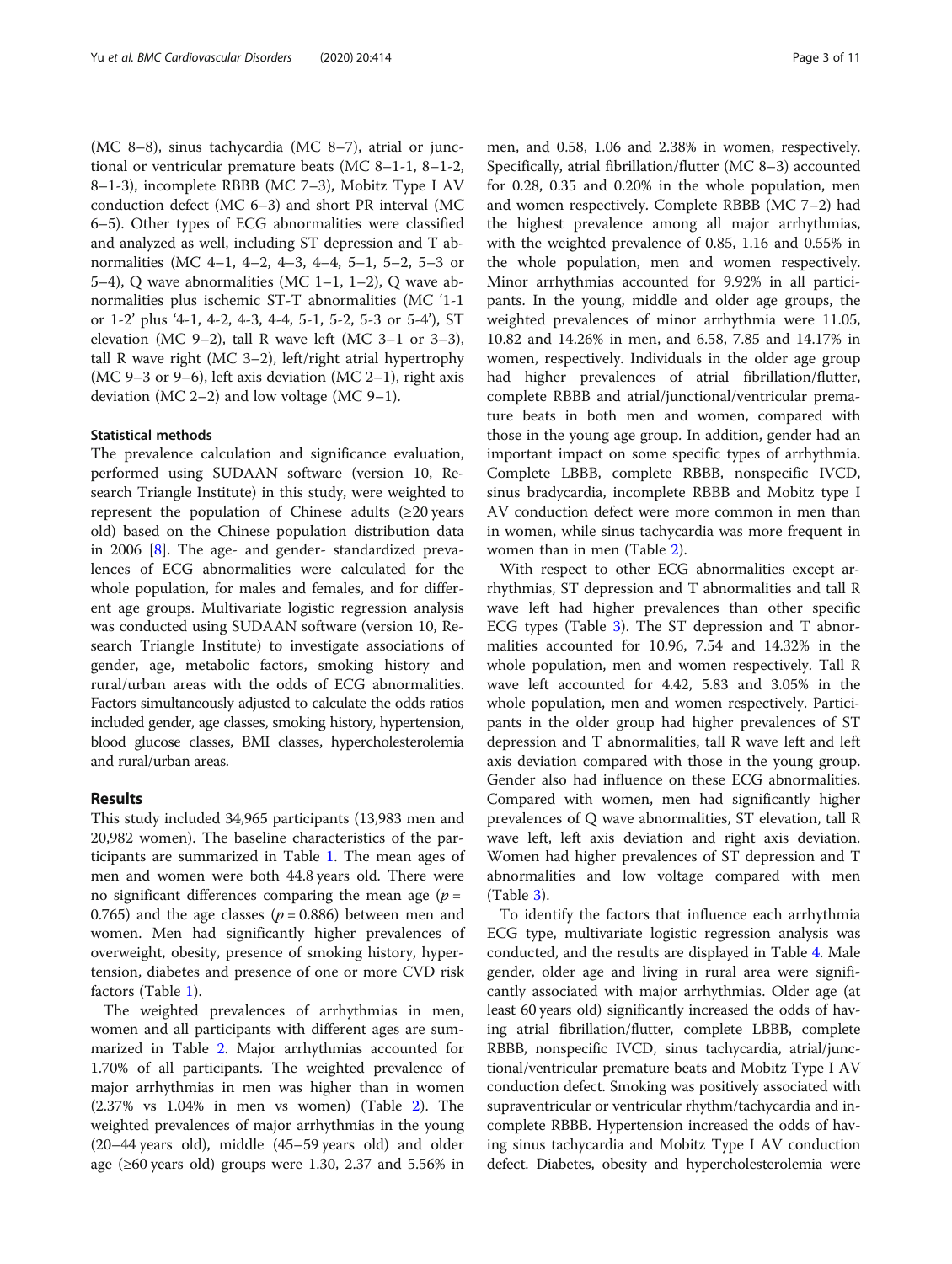(MC 8–8), sinus tachycardia (MC 8–7), atrial or junctional or ventricular premature beats (MC 8–1-1, 8–1-2, 8–1-3), incomplete RBBB (MC 7–3), Mobitz Type I AV conduction defect (MC 6–3) and short PR interval (MC 6–5). Other types of ECG abnormalities were classified and analyzed as well, including ST depression and T abnormalities (MC 4–1, 4–2, 4–3, 4–4, 5–1, 5–2, 5–3 or 5–4), Q wave abnormalities (MC 1–1, 1–2), Q wave abnormalities plus ischemic ST-T abnormalities (MC '1-1 or 1-2' plus '4-1, 4-2, 4-3, 4-4, 5-1, 5-2, 5-3 or 5-4'), ST elevation (MC 9–2), tall R wave left (MC 3–1 or 3–3), tall R wave right (MC 3–2), left/right atrial hypertrophy (MC 9–3 or 9–6), left axis deviation (MC 2–1), right axis deviation (MC 2–2) and low voltage (MC 9–1).

### Statistical methods

The prevalence calculation and significance evaluation, performed using SUDAAN software (version 10, Research Triangle Institute) in this study, were weighted to represent the population of Chinese adults (≥20 years old) based on the Chinese population distribution data in 2006 [8]. The age- and gender- standardized prevalences of ECG abnormalities were calculated for the whole population, for males and females, and for different age groups. Multivariate logistic regression analysis was conducted using SUDAAN software (version 10, Research Triangle Institute) to investigate associations of gender, age, metabolic factors, smoking history and rural/urban areas with the odds of ECG abnormalities. Factors simultaneously adjusted to calculate the odds ratios included gender, age classes, smoking history, hypertension, blood glucose classes, BMI classes, hypercholesterolemia and rural/urban areas.

## Results

This study included 34,965 participants (13,983 men and 20,982 women). The baseline characteristics of the participants are summarized in Table 1. The mean ages of men and women were both 44.8 years old. There were no significant differences comparing the mean age ($p$ = 0.765) and the age classes ($p$ = 0.886) between men and women. Men had significantly higher prevalences of overweight, obesity, presence of smoking history, hypertension, diabetes and presence of one or more CVD risk factors (Table 1).

The weighted prevalences of arrhythmias in men, women and all participants with different ages are summarized in Table 2. Major arrhythmias accounted for 1.70% of all participants. The weighted prevalence of major arrhythmias in men was higher than in women (2.37% vs 1.04% in men vs women) (Table 2). The weighted prevalences of major arrhythmias in the young (20–44 years old), middle (45–59 years old) and older age (≥60 years old) groups were 1.30, 2.37 and 5.56% in men, and 0.58, 1.06 and 2.38% in women, respectively. Specifically, atrial fibrillation/flutter (MC 8–3) accounted for 0.28, 0.35 and 0.20% in the whole population, men and women respectively. Complete RBBB (MC 7–2) had the highest prevalence among all major arrhythmias, with the weighted prevalence of 0.85, 1.16 and 0.55% in the whole population, men and women respectively. Minor arrhythmias accounted for 9.92% in all participants. In the young, middle and older age groups, the weighted prevalences of minor arrhythmia were 11.05, 10.82 and 14.26% in men, and 6.58, 7.85 and 14.17% in women, respectively. Individuals in the older age group had higher prevalences of atrial fibrillation/flutter, complete RBBB and atrial/junctional/ventricular premature beats in both men and women, compared with those in the young age group. In addition, gender had an important impact on some specific types of arrhythmia. Complete LBBB, complete RBBB, nonspecific IVCD, sinus bradycardia, incomplete RBBB and Mobitz type I AV conduction defect were more common in men than in women, while sinus tachycardia was more frequent in women than in men (Table 2).

With respect to other ECG abnormalities except arrhythmias, ST depression and T abnormalities and tall R wave left had higher prevalences than other specific ECG types (Table 3). The ST depression and T abnormalities accounted for 10.96, 7.54 and 14.32% in the whole population, men and women respectively. Tall R wave left accounted for 4.42, 5.83 and 3.05% in the whole population, men and women respectively. Participants in the older group had higher prevalences of ST depression and T abnormalities, tall R wave left and left axis deviation compared with those in the young group. Gender also had influence on these ECG abnormalities. Compared with women, men had significantly higher prevalences of Q wave abnormalities, ST elevation, tall R wave left, left axis deviation and right axis deviation. Women had higher prevalences of ST depression and T abnormalities and low voltage compared with men (Table 3).

To identify the factors that influence each arrhythmia ECG type, multivariate logistic regression analysis was conducted, and the results are displayed in Table 4. Male gender, older age and living in rural area were significantly associated with major arrhythmias. Older age (at least 60 years old) significantly increased the odds of having atrial fibrillation/flutter, complete LBBB, complete RBBB, nonspecific IVCD, sinus tachycardia, atrial/junctional/ventricular premature beats and Mobitz Type I AV conduction defect. Smoking was positively associated with supraventricular or ventricular rhythm/tachycardia and incomplete RBBB. Hypertension increased the odds of having sinus tachycardia and Mobitz Type I AV conduction defect. Diabetes, obesity and hypercholesterolemia were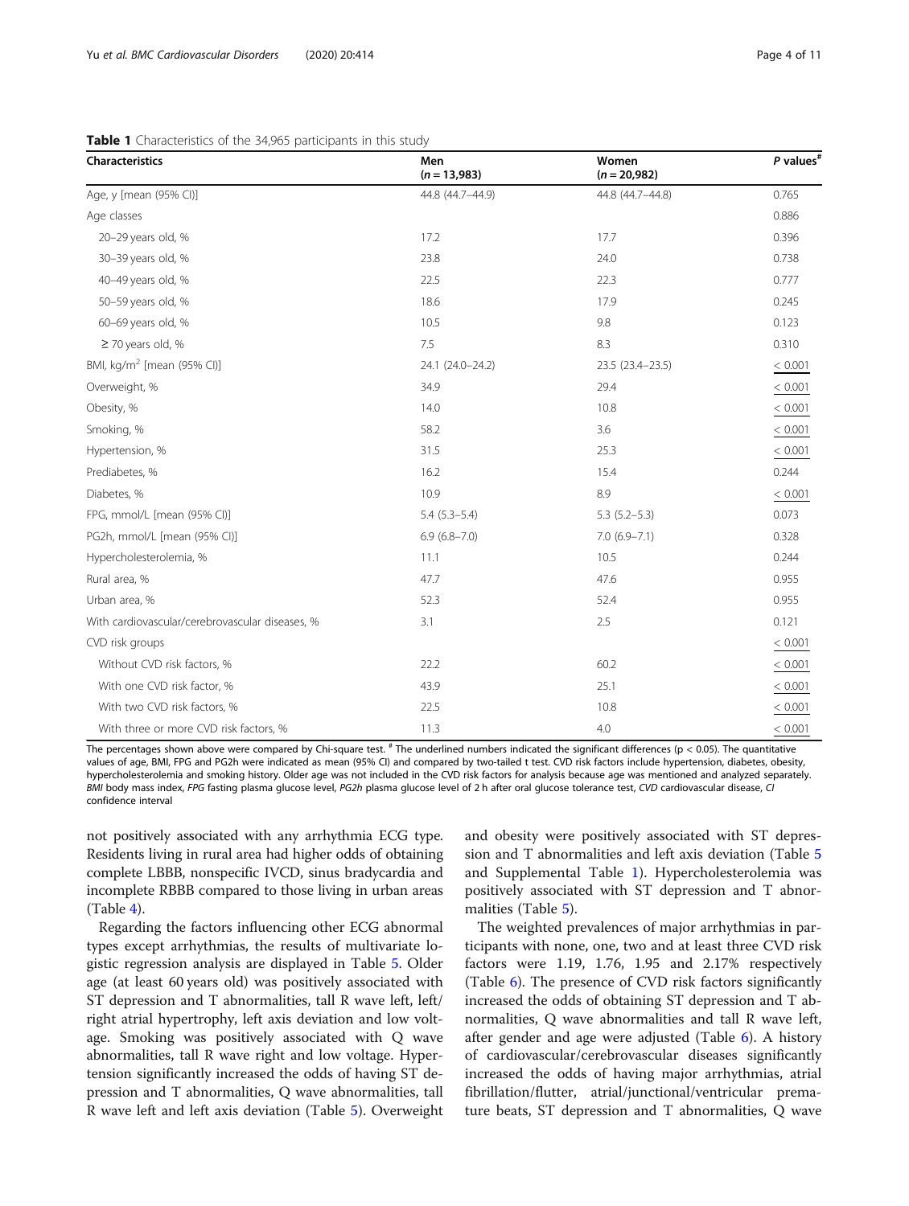**Table 1** Characteristics of the 34,965 participants in this study

| Characteristics | Men ($n = 13,983$) | Women ($n = 20,982$) | $P$ values[#] |
|---|---|---|---|
| Age, y [mean (95% CI)] | 44.8 (44.7–44.9) | 44.8 (44.7–44.8) | 0.765 |
| Age classes | | | 0.886 |
| 20–29 years old, % | 17.2 | 17.7 | 0.396 |
| 30–39 years old, % | 23.8 | 24.0 | 0.738 |
| 40–49 years old, % | 22.5 | 22.3 | 0.777 |
| 50–59 years old, % | 18.6 | 17.9 | 0.245 |
| 60–69 years old, % | 10.5 | 9.8 | 0.123 |
| ≥ 70 years old, % | 7.5 | 8.3 | 0.310 |
| BMI, kg/m$^2$ [mean (95% CI)] | 24.1 (24.0–24.2) | 23.5 (23.4–23.5) | < 0.001 |
| Overweight, % | 34.9 | 29.4 | < 0.001 |
| Obesity, % | 14.0 | 10.8 | < 0.001 |
| Smoking, % | 58.2 | 3.6 | < 0.001 |
| Hypertension, % | 31.5 | 25.3 | < 0.001 |
| Prediabetes, % | 16.2 | 15.4 | 0.244 |
| Diabetes, % | 10.9 | 8.9 | < 0.001 |
| FPG, mmol/L [mean (95% CI)] | 5.4 (5.3–5.4) | 5.3 (5.2–5.3) | 0.073 |
| PG2h, mmol/L [mean (95% CI)] | 6.9 (6.8–7.0) | 7.0 (6.9–7.1) | 0.328 |
| Hypercholesterolemia, % | 11.1 | 10.5 | 0.244 |
| Rural area, % | 47.7 | 47.6 | 0.955 |
| Urban area, % | 52.3 | 52.4 | 0.955 |
| With cardiovascular/cerebrovascular diseases, % | 3.1 | 2.5 | 0.121 |
| CVD risk groups | | | < 0.001 |
| Without CVD risk factors, % | 22.2 | 60.2 | < 0.001 |
| With one CVD risk factor, % | 43.9 | 25.1 | < 0.001 |
| With two CVD risk factors, % | 22.5 | 10.8 | < 0.001 |
| With three or more CVD risk factors, % | 11.3 | 4.0 | < 0.001 |

The percentages shown above were compared by Chi-square test. [#] The underlined numbers indicated the significant differences ($p < 0.05$). The quantitative values of age, BMI, FPG and PG2h were indicated as mean (95% CI) and compared by two-tailed t test. CVD risk factors include hypertension, diabetes, obesity, hypercholesterolemia and smoking history. Older age was not included in the CVD risk factors for analysis because age was mentioned and analyzed separately. *BMI* body mass index, *FPG* fasting plasma glucose level, *PG2h* plasma glucose level of 2 h after oral glucose tolerance test, *CVD* cardiovascular disease, *CI* confidence interval

not positively associated with any arrhythmia ECG type. Residents living in rural area had higher odds of obtaining complete LBBB, nonspecific IVCD, sinus bradycardia and incomplete RBBB compared to those living in urban areas (Table 4).

Regarding the factors influencing other ECG abnormal types except arrhythmias, the results of multivariate logistic regression analysis are displayed in Table 5. Older age (at least 60 years old) was positively associated with ST depression and T abnormalities, tall R wave left, left/right atrial hypertrophy, left axis deviation and low voltage. Smoking was positively associated with Q wave abnormalities, tall R wave right and low voltage. Hypertension significantly increased the odds of having ST depression and T abnormalities, Q wave abnormalities, tall R wave left and left axis deviation (Table 5). Overweight and obesity were positively associated with ST depression and T abnormalities and left axis deviation (Table 5 and Supplemental Table 1). Hypercholesterolemia was positively associated with ST depression and T abnormalities (Table 5).

The weighted prevalences of major arrhythmias in participants with none, one, two and at least three CVD risk factors were 1.19, 1.76, 1.95 and 2.17% respectively (Table 6). The presence of CVD risk factors significantly increased the odds of obtaining ST depression and T abnormalities, Q wave abnormalities and tall R wave left, after gender and age were adjusted (Table 6). A history of cardiovascular/cerebrovascular diseases significantly increased the odds of having major arrhythmias, atrial fibrillation/flutter, atrial/junctional/ventricular premature beats, ST depression and T abnormalities, Q wave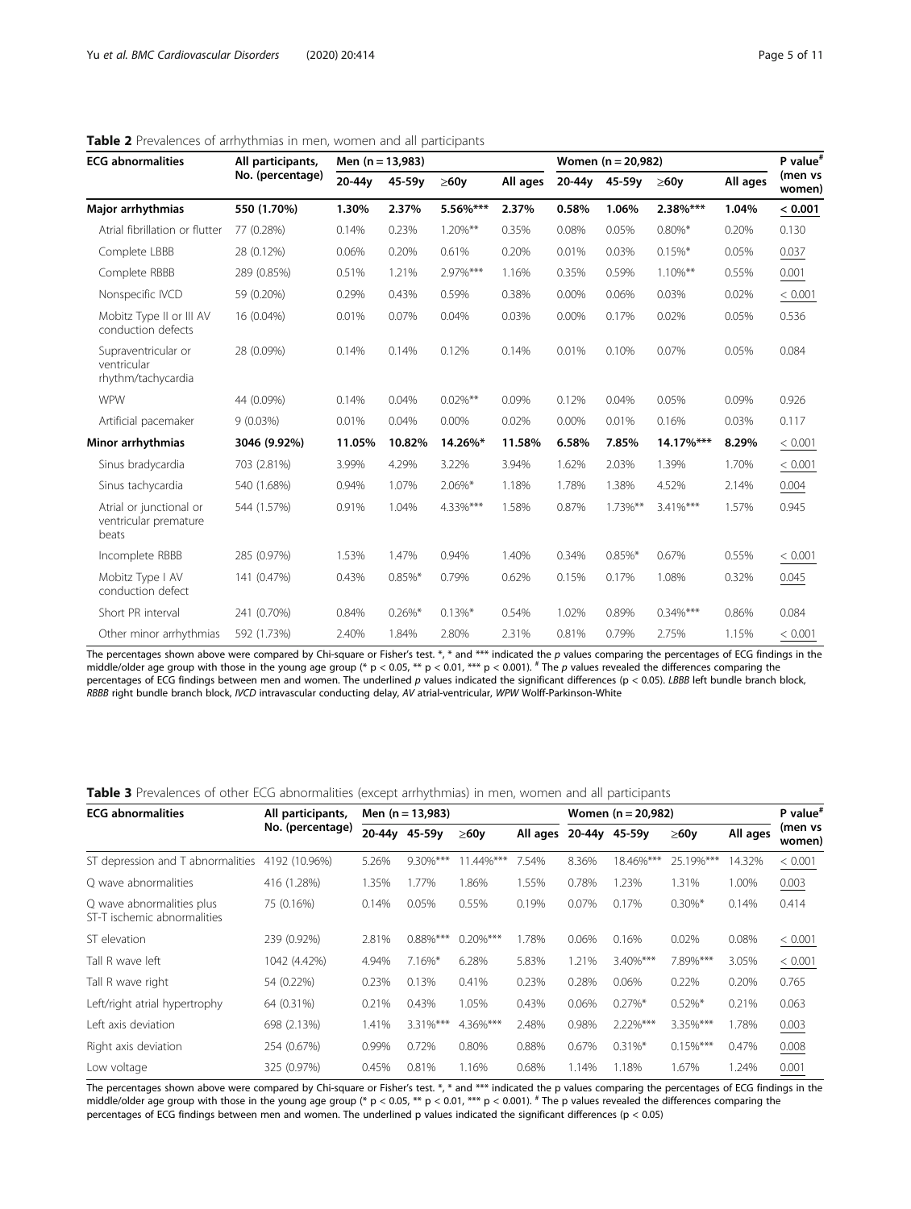**Table 2** Prevalences of arrhythmias in men, women and all participants

| ECG abnormalities | All participants, No. (percentage) | Men (n = 13,983) | | | | Women (n = 20,982) | | | | P value[#] (men vs women) |
|---|---|---|---|---|---|---|---|---|---|---|
| | | 20-44y | 45-59y | ≥60y | All ages | 20-44y | 45-59y | ≥60y | All ages | |
| **Major arrhythmias** | **550 (1.70%)** | **1.30%** | **2.37%** | **5.56%*****| **2.37%** | **0.58%** | **1.06%** | **2.38%***** | **1.04%** | **< 0.001** |
| Atrial fibrillation or flutter | 77 (0.28%) | 0.14% | 0.23% | 1.20%** | 0.35% | 0.08% | 0.05% | 0.80%* | 0.20% | 0.130 |
| Complete LBBB | 28 (0.12%) | 0.06% | 0.20% | 0.61% | 0.20% | 0.01% | 0.03% | 0.15%* | 0.05% | 0.037 |
| Complete RBBB | 289 (0.85%) | 0.51% | 1.21% | 2.97%*** | 1.16% | 0.35% | 0.59% | 1.10%** | 0.55% | 0.001 |
| Nonspecific IVCD | 59 (0.20%) | 0.29% | 0.43% | 0.59% | 0.38% | 0.00% | 0.06% | 0.03% | 0.02% | < 0.001 |
| Mobitz Type II or III AV conduction defects | 16 (0.04%) | 0.01% | 0.07% | 0.04% | 0.03% | 0.00% | 0.17% | 0.02% | 0.05% | 0.536 |
| Supraventricular or ventricular rhythm/tachycardia | 28 (0.09%) | 0.14% | 0.14% | 0.12% | 0.14% | 0.01% | 0.10% | 0.07% | 0.05% | 0.084 |
| WPW | 44 (0.09%) | 0.14% | 0.04% | 0.02%** | 0.09% | 0.12% | 0.04% | 0.05% | 0.09% | 0.926 |
| Artificial pacemaker | 9 (0.03%) | 0.01% | 0.04% | 0.00% | 0.02% | 0.00% | 0.01% | 0.16% | 0.03% | 0.117 |
| **Minor arrhythmias** | **3046 (9.92%)** | **11.05%** | **10.82%** | **14.26%*** | **11.58%** | **6.58%** | **7.85%** | **14.17%***** | **8.29%** | < 0.001 |
| Sinus bradycardia | 703 (2.81%) | 3.99% | 4.29% | 3.22% | 3.94% | 1.62% | 2.03% | 1.39% | 1.70% | < 0.001 |
| Sinus tachycardia | 540 (1.68%) | 0.94% | 1.07% | 2.06%* | 1.18% | 1.78% | 1.38% | 4.52% | 2.14% | 0.004 |
| Atrial or junctional or ventricular premature beats | 544 (1.57%) | 0.91% | 1.04% | 4.33%*** | 1.58% | 0.87% | 1.73%** | 3.41%*** | 1.57% | 0.945 |
| Incomplete RBBB | 285 (0.97%) | 1.53% | 1.47% | 0.94% | 1.40% | 0.34% | 0.85%* | 0.67% | 0.55% | < 0.001 |
| Mobitz Type I AV conduction defect | 141 (0.47%) | 0.43% | 0.85%* | 0.79% | 0.62% | 0.15% | 0.17% | 1.08% | 0.32% | 0.045 |
| Short PR interval | 241 (0.70%) | 0.84% | 0.26%* | 0.13%* | 0.54% | 1.02% | 0.89% | 0.34%*** | 0.86% | 0.084 |
| Other minor arrhythmias | 592 (1.73%) | 2.40% | 1.84% | 2.80% | 2.31% | 0.81% | 0.79% | 2.75% | 1.15% | < 0.001 |

The percentages shown above were compared by Chi-square or Fisher's test. *, * and *** indicated the *p* values comparing the percentages of ECG findings in the middle/older age group with those in the young age group (* $p < 0.05$, ** $p < 0.01$, *** $p < 0.001$). [#] The *p* values revealed the differences comparing the percentages of ECG findings between men and women. The underlined *p* values indicated the significant differences ($p < 0.05$). *LBBB* left bundle branch block, *RBBB* right bundle branch block, *IVCD* intravascular conducting delay, *AV* atrial-ventricular, *WPW* Wolff-Parkinson-White

**Table 3** Prevalences of other ECG abnormalities (except arrhythmias) in men, women and all participants

| ECG abnormalities | All participants, No. (percentage) | Men (n = 13,983) | | | | Women (n = 20,982) | | | | P value[#] (men vs women) |
|---|---|---|---|---|---|---|---|---|---|---|
| | | 20-44y | 45-59y | ≥60y | All ages | 20-44y | 45-59y | ≥60y | All ages | |
| ST depression and T abnormalities | 4192 (10.96%) | 5.26% | 9.30%*** | 11.44%*** | 7.54% | 8.36% | 18.46%*** | 25.19%*** | 14.32% | < 0.001 |
| Q wave abnormalities | 416 (1.28%) | 1.35% | 1.77% | 1.86% | 1.55% | 0.78% | 1.23% | 1.31% | 1.00% | 0.003 |
| Q wave abnormalities plus ST-T ischemic abnormalities | 75 (0.16%) | 0.14% | 0.05% | 0.55% | 0.19% | 0.07% | 0.17% | 0.30%* | 0.14% | 0.414 |
| ST elevation | 239 (0.92%) | 2.81% | 0.88%*** | 0.20%*** | 1.78% | 0.06% | 0.16% | 0.02% | 0.08% | < 0.001 |
| Tall R wave left | 1042 (4.42%) | 4.94% | 7.16%* | 6.28% | 5.83% | 1.21% | 3.40%*** | 7.89%*** | 3.05% | < 0.001 |
| Tall R wave right | 54 (0.22%) | 0.23% | 0.13% | 0.41% | 0.23% | 0.28% | 0.06% | 0.22% | 0.20% | 0.765 |
| Left/right atrial hypertrophy | 64 (0.31%) | 0.21% | 0.43% | 1.05% | 0.43% | 0.06% | 0.27%* | 0.52%* | 0.21% | 0.063 |
| Left axis deviation | 698 (2.13%) | 1.41% | 3.31%*** | 4.36%*** | 2.48% | 0.98% | 2.22%*** | 3.35%*** | 1.78% | 0.003 |
| Right axis deviation | 254 (0.67%) | 0.99% | 0.72% | 0.80% | 0.88% | 0.67% | 0.31%* | 0.15%*** | 0.47% | 0.008 |
| Low voltage | 325 (0.97%) | 0.45% | 0.81% | 1.16% | 0.68% | 1.14% | 1.18% | 1.67% | 1.24% | 0.001 |

The percentages shown above were compared by Chi-square or Fisher's test. *, * and *** indicated the p values comparing the percentages of ECG findings in the middle/older age group with those in the young age group (* $p < 0.05$, ** $p < 0.01$, *** $p < 0.001$). [#] The p values revealed the differences comparing the percentages of ECG findings between men and women. The underlined p values indicated the significant differences ($p < 0.05$)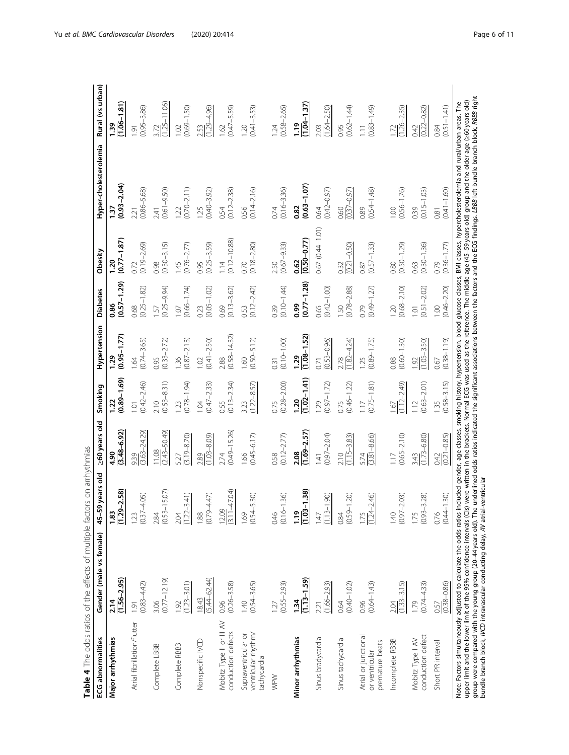**Table 4** The odds ratios of the effects of multiple factors on arrhythmias

| ECG abnormalities | Gender (male vs female) | 45–59 years old | ≥60 years old | Smoking | Hypertension | Diabetes | Obesity | Hyper-cholesterolemia | Rural (vs urban) |
|---|---|---|---|---|---|---|---|---|---|
| **Major arrhythmias** | **2.14 (1.56–2.95)** | **1.83 (1.29–2.58)** | **4.90 (3.48–6.92)** | **1.22 (0.89–1.69)** | **1.29 (0.95–1.77)** | **0.86 (0.57–1.29)** | **1.20 (0.77–1.87)** | **1.37 (0.93–2.04)** | **1.39 (1.06–1.81)** |
| Atrial fibrillation/flutter | 1.91 (0.83–4.42) | 1.23 (0.37–4.05) | 9.39 (3.63–24.29) | 1.01 (0.42–2.46) | 1.64 (0.74–3.65) | 0.68 (0.25–1.82) | 0.72 (0.19–2.69) | 2.21 (0.86–5.68) | 1.91 (0.95–3.86) |
| Complete LBBB | 3.06 (0.77–12.19) | 2.84 (0.53–15.07) | 11.08 (2.43–50.49) | 2.10 (0.53–8.31) | 0.95 (0.33–2.72) | 1.57 (0.25–9.94) | 0.98 (0.30–3.15) | 2.41 (0.61–9.50) | 3.72 (1.25–11.06) |
| Complete RBBB | 1.92 (1.23–3.01) | 2.04 (1.22–3.41) | 5.27 (3.19–8.70) | 1.23 (0.78–1.94) | 1.36 (0.87–2.13) | 1.07 (0.66–1.74) | 1.45 (0.76–2.77) | 1.22 (0.70–2.11) | 1.02 (0.69–1.50) |
| Nonspecific IVCD | 18.43 (5.44–62.44) | 1.88 (0.79–4.47) | 2.89 (1.03–8.09) | 1.04 (0.47–2.33) | 1.02 (0.41–2.50) | 0.23 (0.05–1.02) | 0.95 (0.25–3.59) | 1.25 (0.40–3.92) | 2.53 (1.29–4.96) |
| Mobitz Type II or III AV conduction defects | 0.96 (0.26–3.58) | 12.09 (3.11–47.04) | 2.74 (0.49–15.26) | 0.55 (0.13–2.34) | 2.88 (0.58–14.32) | 0.69 (0.13–3.62) | 1.14 (0.12–10.88) | 0.54 (0.12–2.38) | 1.62 (0.47–5.59) |
| Supraventricular or ventricular rhythm/ tachycardia | 1.40 (0.54–3.65) | 1.69 (0.54–5.30) | 1.66 (0.45–6.17) | 3.23 (1.22–8.57) | 1.60 (0.50–5.12) | 0.53 (0.12–2.42) | 0.70 (0.18–2.80) | 0.56 (0.14–2.16) | 1.20 (0.41–3.53) |
| WPW | 1.27 (0.55–2.93) | 0.46 (0.16–1.36) | 0.58 (0.12–2.77) | 0.75 (0.28–2.00) | 0.31 (0.10–1.00) | 0.39 (0.10–1.44) | 2.50 (0.67–9.33) | 0.74 (0.16–3.36) | 1.24 (0.58–2.65) |
| **Minor arrhythmias** | **1.34 (1.13–1.59)** | **1.19 (1.03–1.38)** | **2.08 (1.69–2.57)** | **1.20 (1.02–1.41)** | **1.29 (1.08–1.52)** | **0.99 (0.77–1.28)** | **0.62 (0.50–0.77)** | **0.82 (0.63–1.07)** | **1.19 (1.04–1.37)** |
| Sinus bradycardia | 2.21 (1.66–2.93) | 1.47 (1.13–1.90) | 1.41 (0.97–2.04) | 1.29 (0.97–1.72) | 0.71 (0.53–0.96) | 0.65 (0.42–1.00) | 0.67 (0.44–1.01) | 0.64 (0.42–0.97) | 2.03 (1.64–2.50) |
| Sinus tachycardia | 0.64 (0.40–1.02) | 0.84 (0.59–1.20) | 2.10 (1.15–3.83) | 0.75 (0.46–1.22) | 2.78 (1.82–4.24) | 1.50 (0.78–2.88) | 0.32 (0.21–0.50) | 0.60 (0.37–0.97) | 0.95 (0.62–1.44) |
| Atrial or junctional or ventricular premature beats | 0.96 (0.64–1.43) | 1.75 (1.24–2.46) | 5.74 (3.81–8.66) | 1.17 (0.75–1.81) | 1.25 (0.89–1.75) | 0.79 (0.49–1.27) | 0.87 (0.57–1.33) | 0.89 (0.54–1.48) | 1.11 (0.83–1.49) |
| Incomplete RBBB | 2.04 (1.33–3.15) | 1.40 (0.97–2.03) | 1.17 (0.65–2.10) | 1.67 (1.12–2.49) | 0.88 (0.60–1.30) | 1.20 (0.68–2.10) | 0.80 (0.50–1.29) | 1.00 (0.56–1.76) | 1.72 (1.26–2.35) |
| Mobitz Type I AV conduction defect | 1.79 (0.74–4.33) | 1.75 (0.93–3.28) | 3.43 (1.73–6.80) | 1.12 (0.63–2.01) | 1.92 (1.05–3.50) | 1.01 (0.51–2.02) | 0.63 (0.30–1.36) | 0.39 (0.15–1.03) | 0.42 (0.22–0.82) |
| Short PR interval | 0.57 (0.38–0.86) | 0.76 (0.44–1.30) | 0.42 (0.21–0.85) | 1.35 (0.58–3.15) | 0.67 (0.38–1.19) | 1.00 (0.46–2.20) | 0.79 (0.36–1.77) | 0.81 (0.41–1.60) | 0.84 (0.51–1.41) |

Note: Factors simultaneously adjusted to calculate the odds ratios included gender, age classes, smoking history, hypertension, blood glucose classes, BMI classes, hypercholesterolemia and rural/urban areas. The upper limit and the lower limit of the 95% confidence intervals (CIs) were written in the brackets. Normal ECG was used as the reference. The middle age (45–59 years old) group and the older age (≥60 years old) group were compared with the young group (20–44 years old). The underlined odds ratios indicated the significant associations between the factors and the ECG findings. *LBBB* left bundle branch block, *RBBB* right bundle branch block, *IVCD* intravascular conducting delay, *AV* atrial-ventricular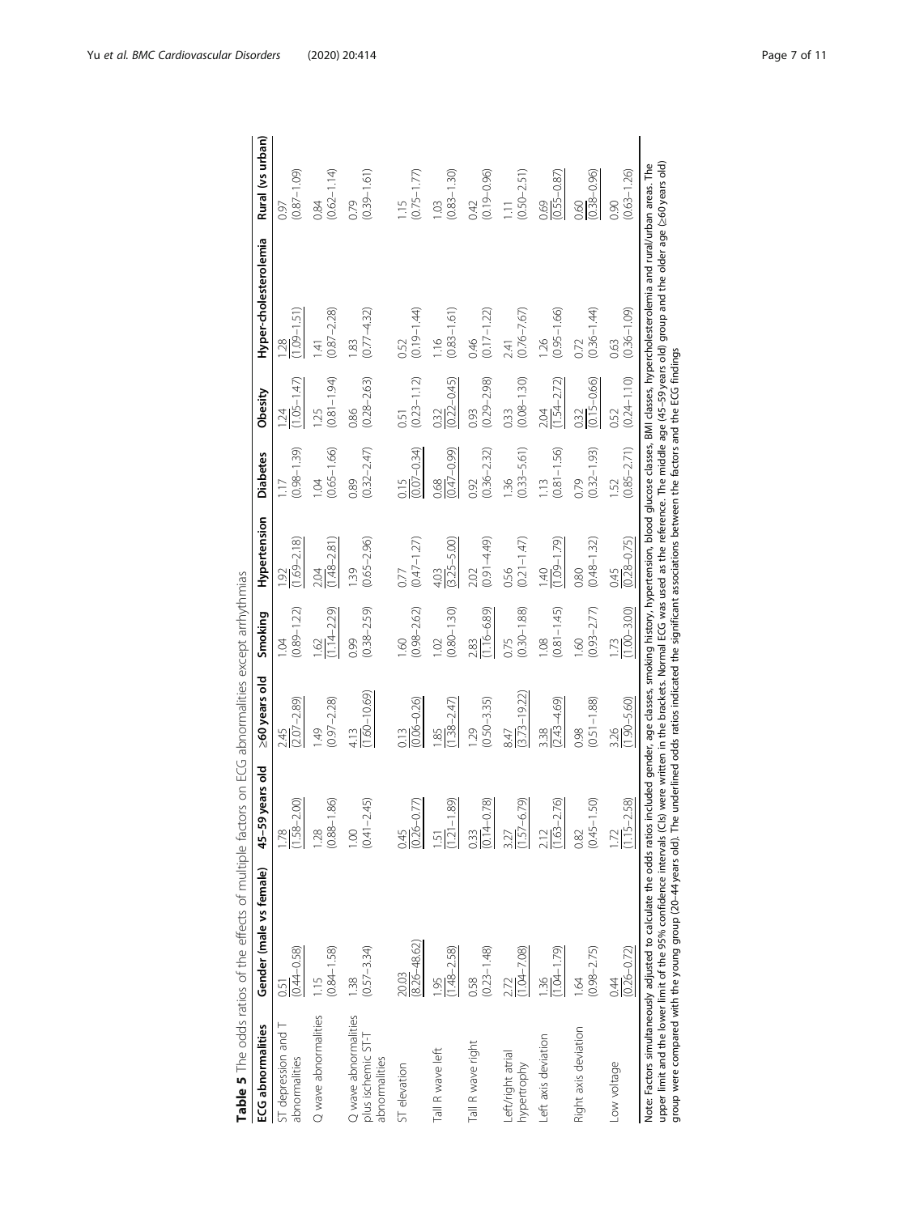**Table 5** The odds ratios of the effects of multiple factors on ECG abnormalities except arrhythmias

| ECG abnormalities | Gender (male vs female) | 45–59 years old | ≥60 years old | Smoking | Hypertension | Diabetes | Obesity | Hyper-cholesterolemia | Rural (vs urban) |
|---|---|---|---|---|---|---|---|---|---|
| ST depression and T abnormalities | 0.51 (0.44–0.58) | 1.78 (1.58–2.00) | 2.45 (2.07–2.89) | 1.04 (0.89–1.22) | 1.92 (1.69–2.18) | 1.17 (0.98–1.39) | 1.24 (1.05–1.47) | 1.28 (1.09–1.51) | 0.97 (0.87–1.09) |
| Q wave abnormalities | 1.15 (0.84–1.58) | 1.28 (0.88–1.86) | 1.49 (0.97–2.28) | 1.62 (1.14–2.29) | 2.04 (1.48–2.81) | 1.04 (0.65–1.66) | 1.25 (0.81–1.94) | 1.41 (0.87–2.28) | 0.84 (0.62–1.14) |
| Q wave abnormalities plus ischemic ST-T abnormalities | 1.38 (0.57–3.34) | 1.00 (0.41–2.45) | 4.13 (1.60–10.69) | 0.99 (0.38–2.59) | 1.39 (0.65–2.96) | 0.89 (0.32–2.47) | 0.86 (0.28–2.63) | 1.83 (0.77–4.32) | 0.79 (0.39–1.61) |
| ST elevation | 20.03 (8.26–48.62) | 0.45 (0.26–0.77) | 0.13 (0.06–0.26) | 1.60 (0.98–2.62) | 0.77 (0.47–1.27) | 0.15 (0.07–0.34) | 0.51 (0.23–1.12) | 0.52 (0.19–1.44) | 1.15 (0.75–1.77) |
| Tall R wave left | 1.95 (1.48–2.58) | 1.51 (1.21–1.89) | 1.85 (1.38–2.47) | 1.02 (0.80–1.30) | 4.03 (3.25–5.00) | 0.68 (0.47–0.99) | 0.32 (0.22–0.45) | 1.16 (0.83–1.61) | 1.03 (0.83–1.30) |
| Tall R wave right | 0.58 (0.23–1.48) | 0.33 (0.14–0.78) | 1.29 (0.50–3.35) | 2.83 (1.16–6.89) | 2.02 (0.91–4.49) | 0.92 (0.36–2.32) | 0.93 (0.29–2.98) | 0.46 (0.17–1.22) | 0.42 (0.19–0.96) |
| Left/right atrial hypertrophy | 2.72 (1.04–7.08) | 3.27 (1.57–6.79) | 8.47 (3.73–19.22) | 0.75 (0.30–1.88) | 0.56 (0.21–1.47) | 1.36 (0.33–5.61) | 0.33 (0.08–1.30) | 2.41 (0.76–7.67) | 1.11 (0.50–2.51) |
| Left axis deviation | 1.36 (1.04–1.79) | 2.12 (1.63–2.76) | 3.38 (2.43–4.69) | 1.08 (0.81–1.45) | 1.40 (1.09–1.79) | 1.13 (0.81–1.56) | 2.04 (1.54–2.72) | 1.26 (0.95–1.66) | 0.69 (0.55–0.87) |
| Right axis deviation | 1.64 (0.98–2.75) | 0.82 (0.45–1.50) | 0.98 (0.51–1.88) | 1.60 (0.93–2.77) | 0.80 (0.48–1.32) | 0.79 (0.32–1.93) | 0.32 (0.15–0.66) | 0.72 (0.36–1.44) | 0.60 (0.38–0.96) |
| Low voltage | 0.44 (0.26–0.72) | 1.72 (1.15–2.58) | 3.26 (1.90–5.60) | 1.73 (1.00–3.00) | 0.45 (0.28–0.75) | 1.52 (0.85–2.71) | 0.52 (0.24–1.10) | 0.63 (0.36–1.09) | 0.90 (0.63–1.26) |

Note: Factors simultaneously adjusted to calculate the odds ratios included gender, age classes, smoking history, hypertension, blood glucose classes, BMI classes, hypercholesterolemia and rural/urban areas. The upper limit and the lower limit of the 95% confidence intervals (CIs) were written in the brackets. Normal ECG was used as the reference. The middle age (45–59 years old) group and the older age (≥60 years old) group were compared with the young group (20–44 years old). The underlined odds ratios indicated the significant associations between the factors and the ECG findings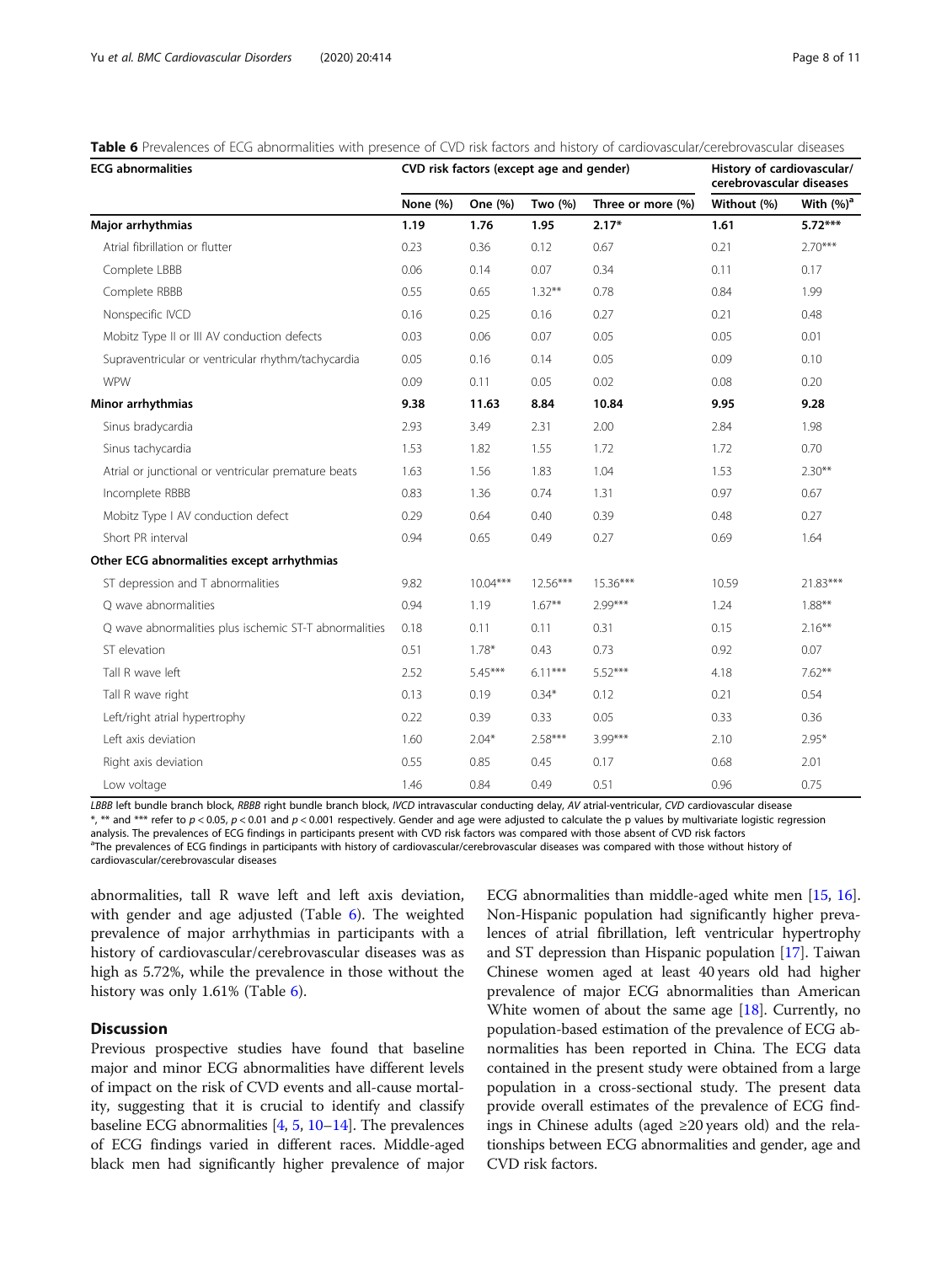**Table 6** Prevalences of ECG abnormalities with presence of CVD risk factors and history of cardiovascular/cerebrovascular diseases

| ECG abnormalities | CVD risk factors (except age and gender) | | | | History of cardiovascular/ cerebrovascular diseases | |
|---|---|---|---|---|---|---|
| | None (%) | One (%) | Two (%) | Three or more (%) | Without (%) | With (%)[a] |
| **Major arrhythmias** | **1.19** | **1.76** | **1.95** | **2.17*** | **1.61** | **5.72***** |
| Atrial fibrillation or flutter | 0.23 | 0.36 | 0.12 | 0.67 | 0.21 | 2.70*** |
| Complete LBBB | 0.06 | 0.14 | 0.07 | 0.34 | 0.11 | 0.17 |
| Complete RBBB | 0.55 | 0.65 | 1.32** | 0.78 | 0.84 | 1.99 |
| Nonspecific IVCD | 0.16 | 0.25 | 0.16 | 0.27 | 0.21 | 0.48 |
| Mobitz Type II or III AV conduction defects | 0.03 | 0.06 | 0.07 | 0.05 | 0.05 | 0.01 |
| Supraventricular or ventricular rhythm/tachycardia | 0.05 | 0.16 | 0.14 | 0.05 | 0.09 | 0.10 |
| WPW | 0.09 | 0.11 | 0.05 | 0.02 | 0.08 | 0.20 |
| **Minor arrhythmias** | **9.38** | **11.63** | **8.84** | **10.84** | **9.95** | **9.28** |
| Sinus bradycardia | 2.93 | 3.49 | 2.31 | 2.00 | 2.84 | 1.98 |
| Sinus tachycardia | 1.53 | 1.82 | 1.55 | 1.72 | 1.72 | 0.70 |
| Atrial or junctional or ventricular premature beats | 1.63 | 1.56 | 1.83 | 1.04 | 1.53 | 2.30** |
| Incomplete RBBB | 0.83 | 1.36 | 0.74 | 1.31 | 0.97 | 0.67 |
| Mobitz Type I AV conduction defect | 0.29 | 0.64 | 0.40 | 0.39 | 0.48 | 0.27 |
| Short PR interval | 0.94 | 0.65 | 0.49 | 0.27 | 0.69 | 1.64 |
| **Other ECG abnormalities except arrhythmias** | | | | | | |
| ST depression and T abnormalities | 9.82 | 10.04*** | 12.56*** | 15.36*** | 10.59 | 21.83*** |
| Q wave abnormalities | 0.94 | 1.19 | 1.67** | 2.99*** | 1.24 | 1.88** |
| Q wave abnormalities plus ischemic ST-T abnormalities | 0.18 | 0.11 | 0.11 | 0.31 | 0.15 | 2.16** |
| ST elevation | 0.51 | 1.78* | 0.43 | 0.73 | 0.92 | 0.07 |
| Tall R wave left | 2.52 | 5.45*** | 6.11*** | 5.52*** | 4.18 | 7.62** |
| Tall R wave right | 0.13 | 0.19 | 0.34* | 0.12 | 0.21 | 0.54 |
| Left/right atrial hypertrophy | 0.22 | 0.39 | 0.33 | 0.05 | 0.33 | 0.36 |
| Left axis deviation | 1.60 | 2.04* | 2.58*** | 3.99*** | 2.10 | 2.95* |
| Right axis deviation | 0.55 | 0.85 | 0.45 | 0.17 | 0.68 | 2.01 |
| Low voltage | 1.46 | 0.84 | 0.49 | 0.51 | 0.96 | 0.75 |

*LBBB* left bundle branch block, *RBBB* right bundle branch block, *IVCD* intravascular conducting delay, *AV* atrial-ventricular, *CVD* cardiovascular disease

*, ** and *** refer to $p < 0.05$, $p < 0.01$ and $p < 0.001$ respectively. Gender and age were adjusted to calculate the p values by multivariate logistic regression analysis. The prevalences of ECG findings in participants present with CVD risk factors was compared with those absent of CVD risk factors

[a]The prevalences of ECG findings in participants with history of cardiovascular/cerebrovascular diseases was compared with those without history of cardiovascular/cerebrovascular diseases

abnormalities, tall R wave left and left axis deviation, with gender and age adjusted (Table 6). The weighted prevalence of major arrhythmias in participants with a history of cardiovascular/cerebrovascular diseases was as high as 5.72%, while the prevalence in those without the history was only 1.61% (Table 6).

## Discussion

Previous prospective studies have found that baseline major and minor ECG abnormalities have different levels of impact on the risk of CVD events and all-cause mortality, suggesting that it is crucial to identify and classify baseline ECG abnormalities [4, 5, 10–14]. The prevalences of ECG findings varied in different races. Middle-aged black men had significantly higher prevalence of major ECG abnormalities than middle-aged white men [15, 16]. Non-Hispanic population had significantly higher prevalences of atrial fibrillation, left ventricular hypertrophy and ST depression than Hispanic population [17]. Taiwan Chinese women aged at least 40 years old had higher prevalence of major ECG abnormalities than American White women of about the same age [18]. Currently, no population-based estimation of the prevalence of ECG abnormalities has been reported in China. The ECG data contained in the present study were obtained from a large population in a cross-sectional study. The present data provide overall estimates of the prevalence of ECG findings in Chinese adults (aged ≥20 years old) and the relationships between ECG abnormalities and gender, age and CVD risk factors.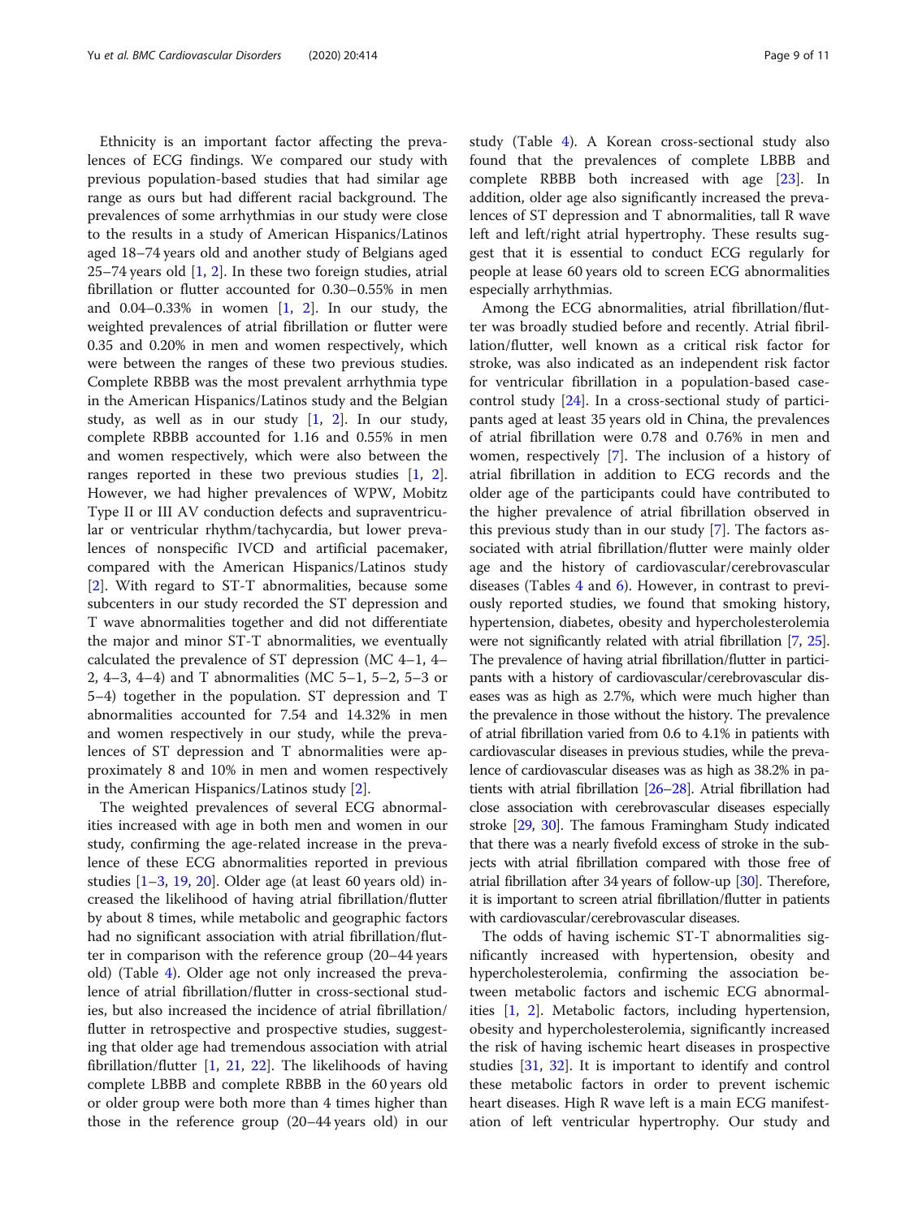Ethnicity is an important factor affecting the prevalences of ECG findings. We compared our study with previous population-based studies that had similar age range as ours but had different racial background. The prevalences of some arrhythmias in our study were close to the results in a study of American Hispanics/Latinos aged 18–74 years old and another study of Belgians aged 25–74 years old [1, 2]. In these two foreign studies, atrial fibrillation or flutter accounted for 0.30–0.55% in men and 0.04–0.33% in women [1, 2]. In our study, the weighted prevalences of atrial fibrillation or flutter were 0.35 and 0.20% in men and women respectively, which were between the ranges of these two previous studies. Complete RBBB was the most prevalent arrhythmia type in the American Hispanics/Latinos study and the Belgian study, as well as in our study [1, 2]. In our study, complete RBBB accounted for 1.16 and 0.55% in men and women respectively, which were also between the ranges reported in these two previous studies [1, 2]. However, we had higher prevalences of WPW, Mobitz Type II or III AV conduction defects and supraventricular or ventricular rhythm/tachycardia, but lower prevalences of nonspecific IVCD and artificial pacemaker, compared with the American Hispanics/Latinos study [2]. With regard to ST-T abnormalities, because some subcenters in our study recorded the ST depression and T wave abnormalities together and did not differentiate the major and minor ST-T abnormalities, we eventually calculated the prevalence of ST depression (MC 4–1, 4–2, 4–3, 4–4) and T abnormalities (MC 5–1, 5–2, 5–3 or 5–4) together in the population. ST depression and T abnormalities accounted for 7.54 and 14.32% in men and women respectively in our study, while the prevalences of ST depression and T abnormalities were approximately 8 and 10% in men and women respectively in the American Hispanics/Latinos study [2].

The weighted prevalences of several ECG abnormalities increased with age in both men and women in our study, confirming the age-related increase in the prevalence of these ECG abnormalities reported in previous studies [1–3, 19, 20]. Older age (at least 60 years old) increased the likelihood of having atrial fibrillation/flutter by about 8 times, while metabolic and geographic factors had no significant association with atrial fibrillation/flutter in comparison with the reference group (20–44 years old) (Table 4). Older age not only increased the prevalence of atrial fibrillation/flutter in cross-sectional studies, but also increased the incidence of atrial fibrillation/flutter in retrospective and prospective studies, suggesting that older age had tremendous association with atrial fibrillation/flutter [1, 21, 22]. The likelihoods of having complete LBBB and complete RBBB in the 60 years old or older group were both more than 4 times higher than those in the reference group (20–44 years old) in our study (Table 4). A Korean cross-sectional study also found that the prevalences of complete LBBB and complete RBBB both increased with age [23]. In addition, older age also significantly increased the prevalences of ST depression and T abnormalities, tall R wave left and left/right atrial hypertrophy. These results suggest that it is essential to conduct ECG regularly for people at lease 60 years old to screen ECG abnormalities especially arrhythmias.

Among the ECG abnormalities, atrial fibrillation/flutter was broadly studied before and recently. Atrial fibrillation/flutter, well known as a critical risk factor for stroke, was also indicated as an independent risk factor for ventricular fibrillation in a population-based case-control study [24]. In a cross-sectional study of participants aged at least 35 years old in China, the prevalences of atrial fibrillation were 0.78 and 0.76% in men and women, respectively [7]. The inclusion of a history of atrial fibrillation in addition to ECG records and the older age of the participants could have contributed to the higher prevalence of atrial fibrillation observed in this previous study than in our study [7]. The factors associated with atrial fibrillation/flutter were mainly older age and the history of cardiovascular/cerebrovascular diseases (Tables 4 and 6). However, in contrast to previously reported studies, we found that smoking history, hypertension, diabetes, obesity and hypercholesterolemia were not significantly related with atrial fibrillation [7, 25]. The prevalence of having atrial fibrillation/flutter in participants with a history of cardiovascular/cerebrovascular diseases was as high as 2.7%, which were much higher than the prevalence in those without the history. The prevalence of atrial fibrillation varied from 0.6 to 4.1% in patients with cardiovascular diseases in previous studies, while the prevalence of cardiovascular diseases was as high as 38.2% in patients with atrial fibrillation [26–28]. Atrial fibrillation had close association with cerebrovascular diseases especially stroke [29, 30]. The famous Framingham Study indicated that there was a nearly fivefold excess of stroke in the subjects with atrial fibrillation compared with those free of atrial fibrillation after 34 years of follow-up [30]. Therefore, it is important to screen atrial fibrillation/flutter in patients with cardiovascular/cerebrovascular diseases.

The odds of having ischemic ST-T abnormalities significantly increased with hypertension, obesity and hypercholesterolemia, confirming the association between metabolic factors and ischemic ECG abnormalities [1, 2]. Metabolic factors, including hypertension, obesity and hypercholesterolemia, significantly increased the risk of having ischemic heart diseases in prospective studies [31, 32]. It is important to identify and control these metabolic factors in order to prevent ischemic heart diseases. High R wave left is a main ECG manifestation of left ventricular hypertrophy. Our study and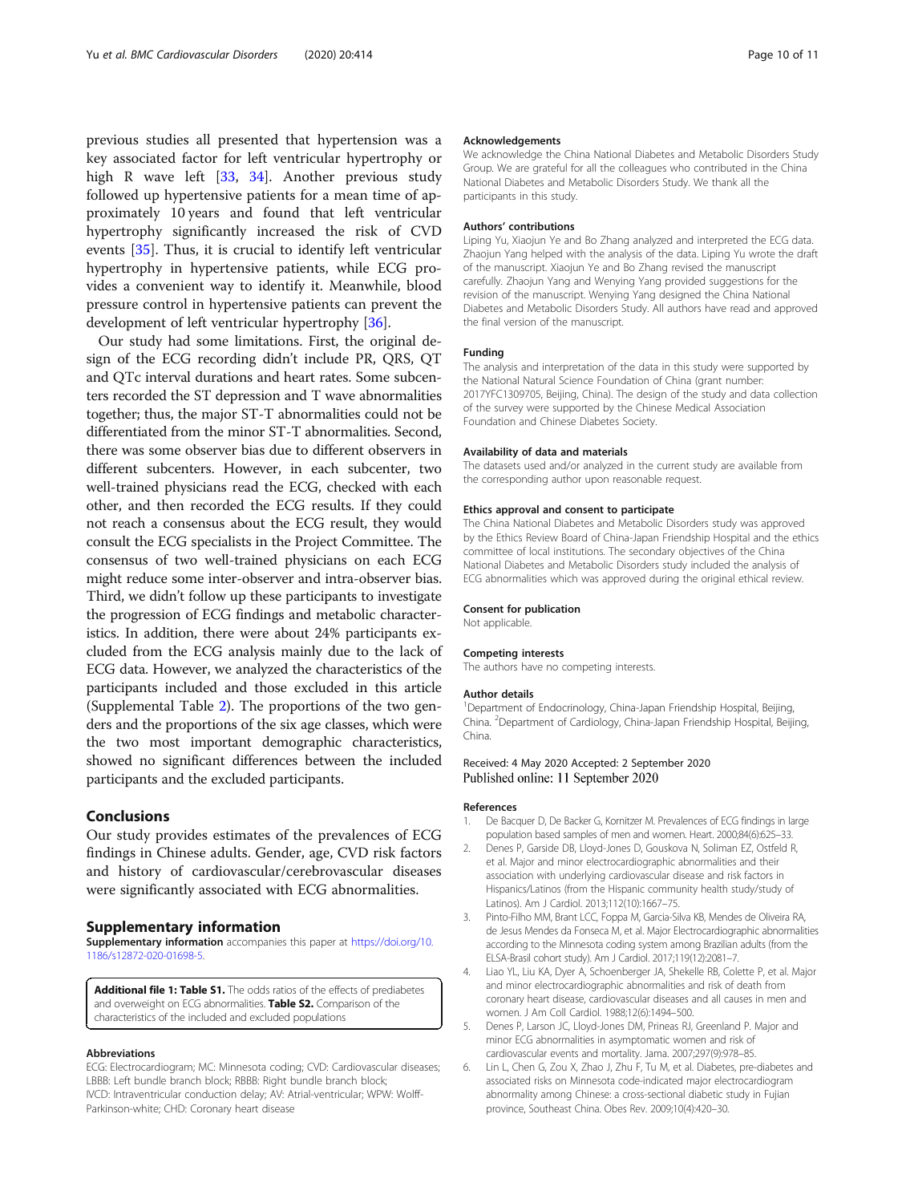previous studies all presented that hypertension was a key associated factor for left ventricular hypertrophy or high R wave left [33, 34]. Another previous study followed up hypertensive patients for a mean time of approximately 10 years and found that left ventricular hypertrophy significantly increased the risk of CVD events [35]. Thus, it is crucial to identify left ventricular hypertrophy in hypertensive patients, while ECG provides a convenient way to identify it. Meanwhile, blood pressure control in hypertensive patients can prevent the development of left ventricular hypertrophy [36].

Our study had some limitations. First, the original design of the ECG recording didn't include PR, QRS, QT and QTc interval durations and heart rates. Some subcenters recorded the ST depression and T wave abnormalities together; thus, the major ST-T abnormalities could not be differentiated from the minor ST-T abnormalities. Second, there was some observer bias due to different observers in different subcenters. However, in each subcenter, two well-trained physicians read the ECG, checked with each other, and then recorded the ECG results. If they could not reach a consensus about the ECG result, they would consult the ECG specialists in the Project Committee. The consensus of two well-trained physicians on each ECG might reduce some inter-observer and intra-observer bias. Third, we didn't follow up these participants to investigate the progression of ECG findings and metabolic characteristics. In addition, there were about 24% participants excluded from the ECG analysis mainly due to the lack of ECG data. However, we analyzed the characteristics of the participants included and those excluded in this article (Supplemental Table 2). The proportions of the two genders and the proportions of the six age classes, which were the two most important demographic characteristics, showed no significant differences between the included participants and the excluded participants.

## Conclusions

Our study provides estimates of the prevalences of ECG findings in Chinese adults. Gender, age, CVD risk factors and history of cardiovascular/cerebrovascular diseases were significantly associated with ECG abnormalities.

## Supplementary information

**Supplementary information** accompanies this paper at https://doi.org/10.1186/s12872-020-01698-5.

**Additional file 1: Table S1.** The odds ratios of the effects of prediabetes and overweight on ECG abnormalities. **Table S2.** Comparison of the characteristics of the included and excluded populations

#### Abbreviations

ECG: Electrocardiogram; MC: Minnesota coding; CVD: Cardiovascular diseases; LBBB: Left bundle branch block; RBBB: Right bundle branch block; IVCD: Intraventricular conduction delay; AV: Atrial-ventricular; WPW: Wolff-Parkinson-white; CHD: Coronary heart disease

#### Acknowledgements

We acknowledge the China National Diabetes and Metabolic Disorders Study Group. We are grateful for all the colleagues who contributed in the China National Diabetes and Metabolic Disorders Study. We thank all the participants in this study.

#### Authors' contributions

Liping Yu, Xiaojun Ye and Bo Zhang analyzed and interpreted the ECG data. Zhaojun Yang helped with the analysis of the data. Liping Yu wrote the draft of the manuscript. Xiaojun Ye and Bo Zhang revised the manuscript carefully. Zhaojun Yang and Wenying Yang provided suggestions for the revision of the manuscript. Wenying Yang designed the China National Diabetes and Metabolic Disorders Study. All authors have read and approved the final version of the manuscript.

#### Funding

The analysis and interpretation of the data in this study were supported by the National Natural Science Foundation of China (grant number: 2017YFC1309705, Beijing, China). The design of the study and data collection of the survey were supported by the Chinese Medical Association Foundation and Chinese Diabetes Society.

#### Availability of data and materials

The datasets used and/or analyzed in the current study are available from the corresponding author upon reasonable request.

#### Ethics approval and consent to participate

The China National Diabetes and Metabolic Disorders study was approved by the Ethics Review Board of China-Japan Friendship Hospital and the ethics committee of local institutions. The secondary objectives of the China National Diabetes and Metabolic Disorders study included the analysis of ECG abnormalities which was approved during the original ethical review.

#### Consent for publication

Not applicable.

#### Competing interests

The authors have no competing interests.

#### Author details

[1]Department of Endocrinology, China-Japan Friendship Hospital, Beijing, China. [2]Department of Cardiology, China-Japan Friendship Hospital, Beijing, China.

Received: 4 May 2020 Accepted: 2 September 2020
Published online: 11 September 2020

#### References

1. De Bacquer D, De Backer G, Kornitzer M. Prevalences of ECG findings in large population based samples of men and women. Heart. 2000;84(6):625–33.
2. Denes P, Garside DB, Lloyd-Jones D, Gouskova N, Soliman EZ, Ostfeld R, et al. Major and minor electrocardiographic abnormalities and their association with underlying cardiovascular disease and risk factors in Hispanics/Latinos (from the Hispanic community health study/study of Latinos). Am J Cardiol. 2013;112(10):1667–75.
3. Pinto-Filho MM, Brant LCC, Foppa M, Garcia-Silva KB, Mendes de Oliveira RA, de Jesus Mendes da Fonseca M, et al. Major Electrocardiographic abnormalities according to the Minnesota coding system among Brazilian adults (from the ELSA-Brasil cohort study). Am J Cardiol. 2017;119(12):2081–7.
4. Liao YL, Liu KA, Dyer A, Schoenberger JA, Shekelle RB, Colette P, et al. Major and minor electrocardiographic abnormalities and risk of death from coronary heart disease, cardiovascular diseases and all causes in men and women. J Am Coll Cardiol. 1988;12(6):1494–500.
5. Denes P, Larson JC, Lloyd-Jones DM, Prineas RJ, Greenland P. Major and minor ECG abnormalities in asymptomatic women and risk of cardiovascular events and mortality. Jama. 2007;297(9):978–85.
6. Lin L, Chen G, Zou X, Zhao J, Zhu F, Tu M, et al. Diabetes, pre-diabetes and associated risks on Minnesota code-indicated major electrocardiogram abnormality among Chinese: a cross-sectional diabetic study in Fujian province, Southeast China. Obes Rev. 2009;10(4):420–30.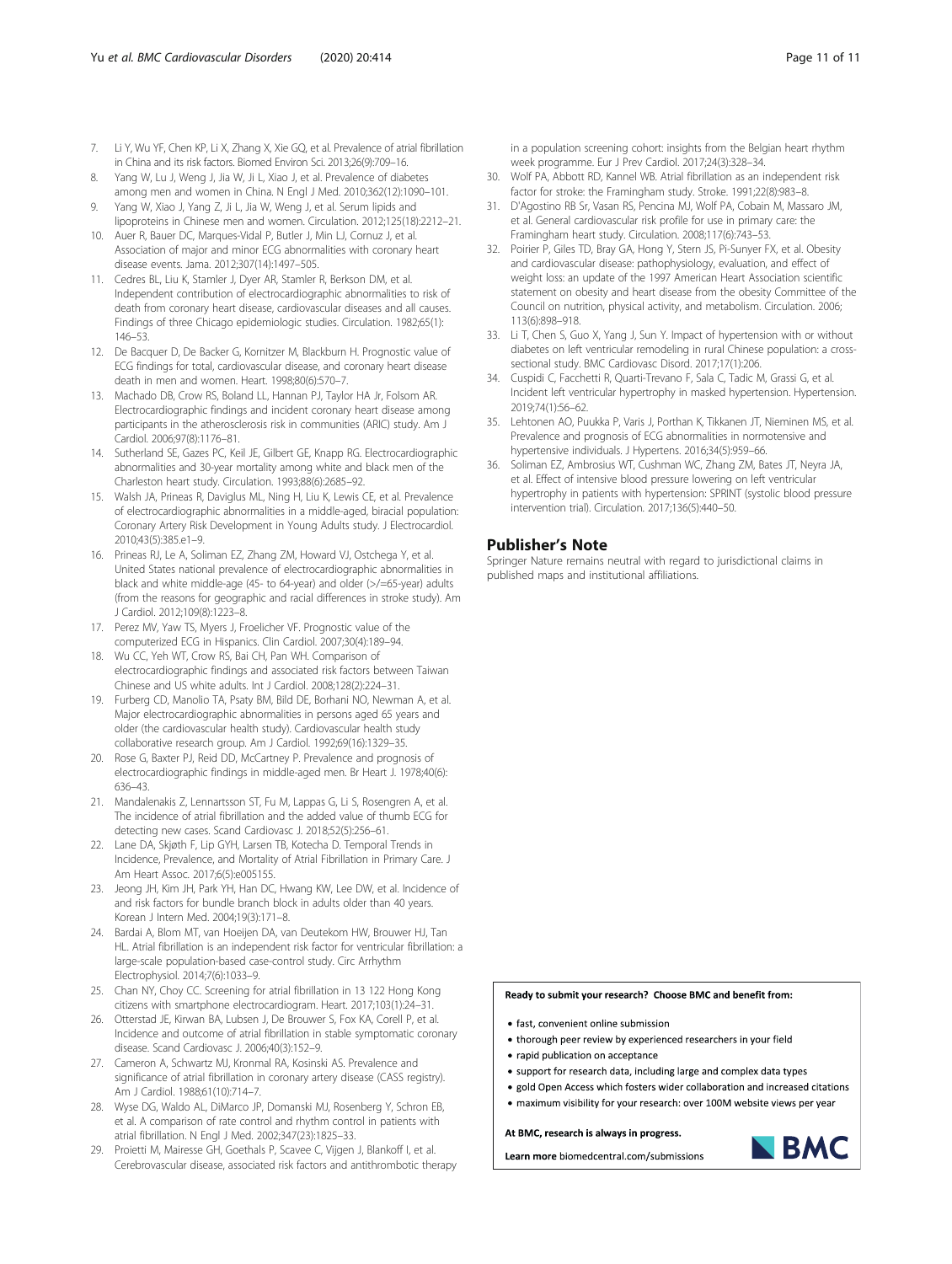7. Li Y, Wu YF, Chen KP, Li X, Zhang X, Xie GQ, et al. Prevalence of atrial fibrillation in China and its risk factors. Biomed Environ Sci. 2013;26(9):709–16.
8. Yang W, Lu J, Weng J, Jia W, Ji L, Xiao J, et al. Prevalence of diabetes among men and women in China. N Engl J Med. 2010;362(12):1090–101.
9. Yang W, Xiao J, Yang Z, Ji L, Jia W, Weng J, et al. Serum lipids and lipoproteins in Chinese men and women. Circulation. 2012;125(18):2212–21.
10. Auer R, Bauer DC, Marques-Vidal P, Butler J, Min LJ, Cornuz J, et al. Association of major and minor ECG abnormalities with coronary heart disease events. Jama. 2012;307(14):1497–505.
11. Cedres BL, Liu K, Stamler J, Dyer AR, Stamler R, Berkson DM, et al. Independent contribution of electrocardiographic abnormalities to risk of death from coronary heart disease, cardiovascular diseases and all causes. Findings of three Chicago epidemiologic studies. Circulation. 1982;65(1):146–53.
12. De Bacquer D, De Backer G, Kornitzer M, Blackburn H. Prognostic value of ECG findings for total, cardiovascular disease, and coronary heart disease death in men and women. Heart. 1998;80(6):570–7.
13. Machado DB, Crow RS, Boland LL, Hannan PJ, Taylor HA Jr, Folsom AR. Electrocardiographic findings and incident coronary heart disease among participants in the atherosclerosis risk in communities (ARIC) study. Am J Cardiol. 2006;97(8):1176–81.
14. Sutherland SE, Gazes PC, Keil JE, Gilbert GE, Knapp RG. Electrocardiographic abnormalities and 30-year mortality among white and black men of the Charleston heart study. Circulation. 1993;88(6):2685–92.
15. Walsh JA, Prineas R, Daviglus ML, Ning H, Liu K, Lewis CE, et al. Prevalence of electrocardiographic abnormalities in a middle-aged, biracial population: Coronary Artery Risk Development in Young Adults study. J Electrocardiol. 2010;43(5):385.e1–9.
16. Prineas RJ, Le A, Soliman EZ, Zhang ZM, Howard VJ, Ostchega Y, et al. United States national prevalence of electrocardiographic abnormalities in black and white middle-age (45- to 64-year) and older (>/=65-year) adults (from the reasons for geographic and racial differences in stroke study). Am J Cardiol. 2012;109(8):1223–8.
17. Perez MV, Yaw TS, Myers J, Froelicher VF. Prognostic value of the computerized ECG in Hispanics. Clin Cardiol. 2007;30(4):189–94.
18. Wu CC, Yeh WT, Crow RS, Bai CH, Pan WH. Comparison of electrocardiographic findings and associated risk factors between Taiwan Chinese and US white adults. Int J Cardiol. 2008;128(2):224–31.
19. Furberg CD, Manolio TA, Psaty BM, Bild DE, Borhani NO, Newman A, et al. Major electrocardiographic abnormalities in persons aged 65 years and older (the cardiovascular health study). Cardiovascular health study collaborative research group. Am J Cardiol. 1992;69(16):1329–35.
20. Rose G, Baxter PJ, Reid DD, McCartney P. Prevalence and prognosis of electrocardiographic findings in middle-aged men. Br Heart J. 1978;40(6):636–43.
21. Mandalenakis Z, Lennartsson ST, Fu M, Lappas G, Li S, Rosengren A, et al. The incidence of atrial fibrillation and the added value of thumb ECG for detecting new cases. Scand Cardiovasc J. 2018;52(5):256–61.
22. Lane DA, Skjøth F, Lip GYH, Larsen TB, Kotecha D. Temporal Trends in Incidence, Prevalence, and Mortality of Atrial Fibrillation in Primary Care. J Am Heart Assoc. 2017;6(5):e005155.
23. Jeong JH, Kim JH, Park YH, Han DC, Hwang KW, Lee DW, et al. Incidence of and risk factors for bundle branch block in adults older than 40 years. Korean J Intern Med. 2004;19(3):171–8.
24. Bardai A, Blom MT, van Hoeijen DA, van Deutekom HW, Brouwer HJ, Tan HL. Atrial fibrillation is an independent risk factor for ventricular fibrillation: a large-scale population-based case-control study. Circ Arrhythm Electrophysiol. 2014;7(6):1033–9.
25. Chan NY, Choy CC. Screening for atrial fibrillation in 13 122 Hong Kong citizens with smartphone electrocardiogram. Heart. 2017;103(1):24–31.
26. Otterstad JE, Kirwan BA, Lubsen J, De Brouwer S, Fox KA, Corell P, et al. Incidence and outcome of atrial fibrillation in stable symptomatic coronary disease. Scand Cardiovasc J. 2006;40(3):152–9.
27. Cameron A, Schwartz MJ, Kronmal RA, Kosinski AS. Prevalence and significance of atrial fibrillation in coronary artery disease (CASS registry). Am J Cardiol. 1988;61(10):714–7.
28. Wyse DG, Waldo AL, DiMarco JP, Domanski MJ, Rosenberg Y, Schron EB, et al. A comparison of rate control and rhythm control in patients with atrial fibrillation. N Engl J Med. 2002;347(23):1825–33.
29. Proietti M, Mairesse GH, Goethals P, Scavee C, Vijgen J, Blankoff I, et al. Cerebrovascular disease, associated risk factors and antithrombotic therapy in a population screening cohort: insights from the Belgian heart rhythm week programme. Eur J Prev Cardiol. 2017;24(3):328–34.
30. Wolf PA, Abbott RD, Kannel WB. Atrial fibrillation as an independent risk factor for stroke: the Framingham study. Stroke. 1991;22(8):983–8.
31. D'Agostino RB Sr, Vasan RS, Pencina MJ, Wolf PA, Cobain M, Massaro JM, et al. General cardiovascular risk profile for use in primary care: the Framingham heart study. Circulation. 2008;117(6):743–53.
32. Poirier P, Giles TD, Bray GA, Hong Y, Stern JS, Pi-Sunyer FX, et al. Obesity and cardiovascular disease: pathophysiology, evaluation, and effect of weight loss: an update of the 1997 American Heart Association scientific statement on obesity and heart disease from the obesity Committee of the Council on nutrition, physical activity, and metabolism. Circulation. 2006;113(6):898–918.
33. Li T, Chen S, Guo X, Yang J, Sun Y. Impact of hypertension with or without diabetes on left ventricular remodeling in rural Chinese population: a cross-sectional study. BMC Cardiovasc Disord. 2017;17(1):206.
34. Cuspidi C, Facchetti R, Quarti-Trevano F, Sala C, Tadic M, Grassi G, et al. Incident left ventricular hypertrophy in masked hypertension. Hypertension. 2019;74(1):56–62.
35. Lehtonen AO, Puukka P, Varis J, Porthan K, Tikkanen JT, Nieminen MS, et al. Prevalence and prognosis of ECG abnormalities in normotensive and hypertensive individuals. J Hypertens. 2016;34(5):959–66.
36. Soliman EZ, Ambrosius WT, Cushman WC, Zhang ZM, Bates JT, Neyra JA, et al. Effect of intensive blood pressure lowering on left ventricular hypertrophy in patients with hypertension: SPRINT (systolic blood pressure intervention trial). Circulation. 2017;136(5):440–50.

## Publisher's Note

Springer Nature remains neutral with regard to jurisdictional claims in published maps and institutional affiliations.

**Ready to submit your research? Choose BMC and benefit from:**

- fast, convenient online submission
- thorough peer review by experienced researchers in your field
- rapid publication on acceptance
- support for research data, including large and complex data types
- gold Open Access which fosters wider collaboration and increased citations
- maximum visibility for your research: over 100M website views per year

**At BMC, research is always in progress.**

**Learn more** biomedcentral.com/submissions

BMC